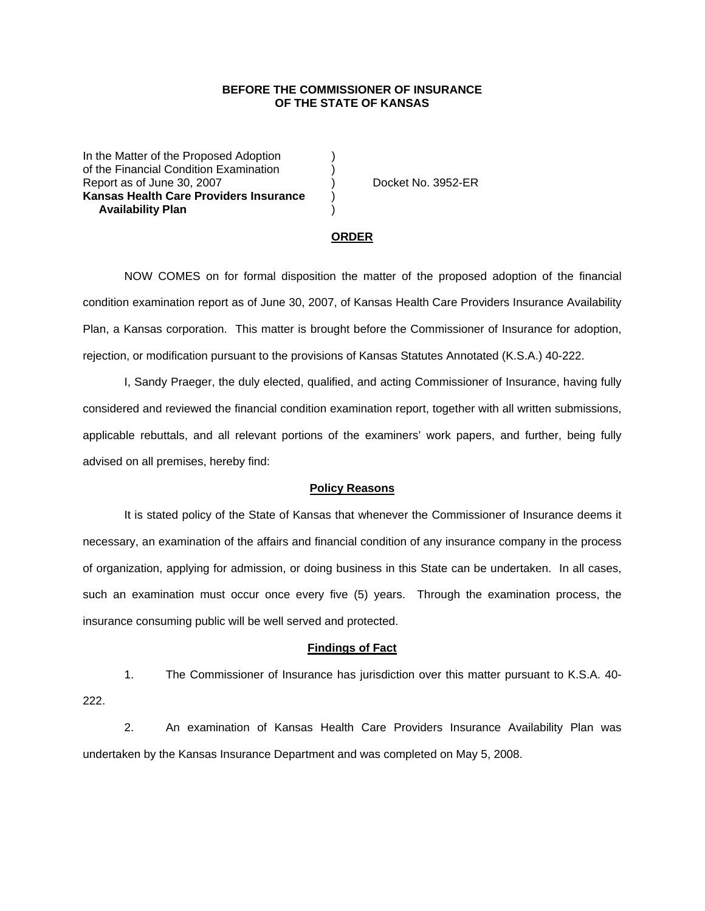**BEFORE THE COMMISSIONER OF INSURANCE
OF THE STATE OF KANSAS**

In the Matter of the Proposed Adoption )
of the Financial Condition Examination )
Report as of June 30, 2007 ) Docket No. 3952-ER
**Kansas Health Care Providers Insurance )
Availability Plan** )

## ORDER

NOW COMES on for formal disposition the matter of the proposed adoption of the financial condition examination report as of June 30, 2007, of Kansas Health Care Providers Insurance Availability Plan, a Kansas corporation. This matter is brought before the Commissioner of Insurance for adoption, rejection, or modification pursuant to the provisions of Kansas Statutes Annotated (K.S.A.) 40-222.

I, Sandy Praeger, the duly elected, qualified, and acting Commissioner of Insurance, having fully considered and reviewed the financial condition examination report, together with all written submissions, applicable rebuttals, and all relevant portions of the examiners' work papers, and further, being fully advised on all premises, hereby find:

### Policy Reasons

It is stated policy of the State of Kansas that whenever the Commissioner of Insurance deems it necessary, an examination of the affairs and financial condition of any insurance company in the process of organization, applying for admission, or doing business in this State can be undertaken. In all cases, such an examination must occur once every five (5) years. Through the examination process, the insurance consuming public will be well served and protected.

### Findings of Fact

1. The Commissioner of Insurance has jurisdiction over this matter pursuant to K.S.A. 40-222.

2. An examination of Kansas Health Care Providers Insurance Availability Plan was undertaken by the Kansas Insurance Department and was completed on May 5, 2008.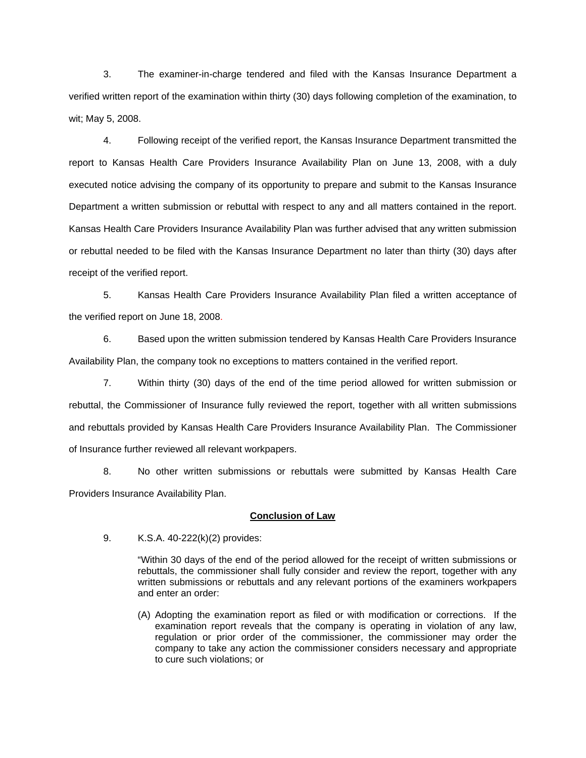3. The examiner-in-charge tendered and filed with the Kansas Insurance Department a verified written report of the examination within thirty (30) days following completion of the examination, to wit; May 5, 2008.

4. Following receipt of the verified report, the Kansas Insurance Department transmitted the report to Kansas Health Care Providers Insurance Availability Plan on June 13, 2008, with a duly executed notice advising the company of its opportunity to prepare and submit to the Kansas Insurance Department a written submission or rebuttal with respect to any and all matters contained in the report. Kansas Health Care Providers Insurance Availability Plan was further advised that any written submission or rebuttal needed to be filed with the Kansas Insurance Department no later than thirty (30) days after receipt of the verified report.

5. Kansas Health Care Providers Insurance Availability Plan filed a written acceptance of the verified report on June 18, 2008.

6. Based upon the written submission tendered by Kansas Health Care Providers Insurance Availability Plan, the company took no exceptions to matters contained in the verified report.

7. Within thirty (30) days of the end of the time period allowed for written submission or rebuttal, the Commissioner of Insurance fully reviewed the report, together with all written submissions and rebuttals provided by Kansas Health Care Providers Insurance Availability Plan. The Commissioner of Insurance further reviewed all relevant workpapers.

8. No other written submissions or rebuttals were submitted by Kansas Health Care Providers Insurance Availability Plan.

## Conclusion of Law

9. K.S.A. 40-222(k)(2) provides:

> "Within 30 days of the end of the period allowed for the receipt of written submissions or rebuttals, the commissioner shall fully consider and review the report, together with any written submissions or rebuttals and any relevant portions of the examiners workpapers and enter an order:
>
> (A) Adopting the examination report as filed or with modification or corrections. If the examination report reveals that the company is operating in violation of any law, regulation or prior order of the commissioner, the commissioner may order the company to take any action the commissioner considers necessary and appropriate to cure such violations; or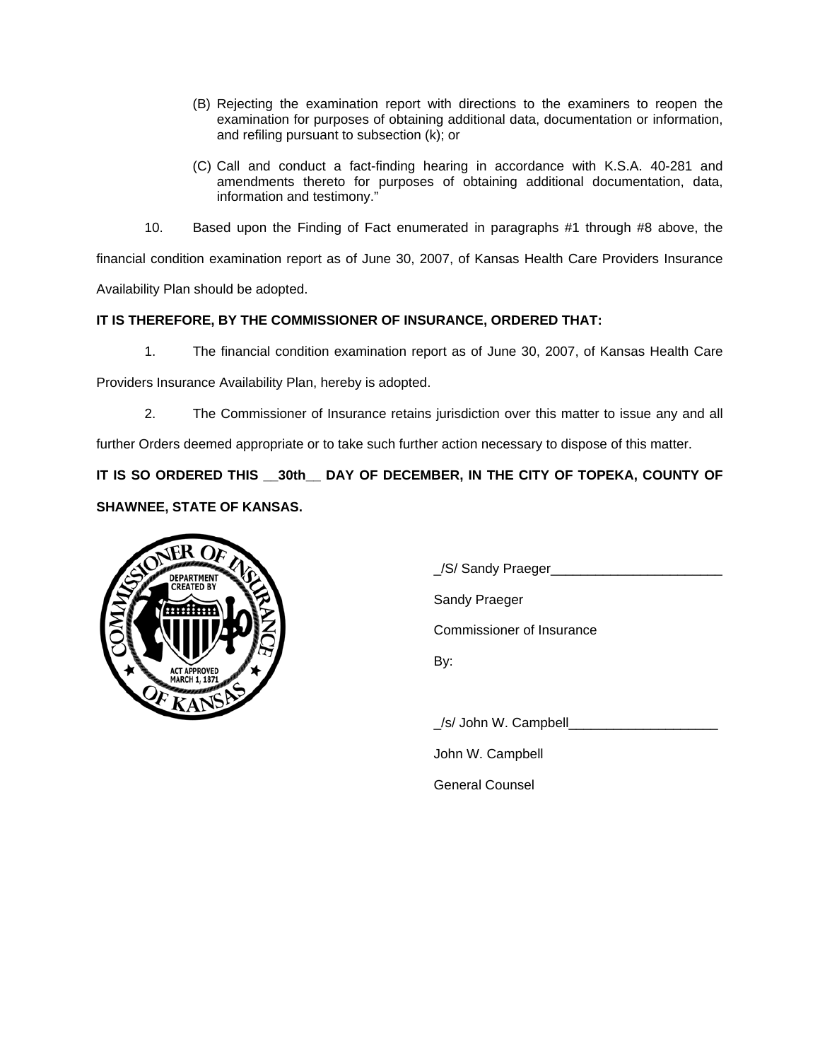(B) Rejecting the examination report with directions to the examiners to reopen the examination for purposes of obtaining additional data, documentation or information, and refiling pursuant to subsection (k); or

(C) Call and conduct a fact-finding hearing in accordance with K.S.A. 40-281 and amendments thereto for purposes of obtaining additional documentation, data, information and testimony."

10. Based upon the Finding of Fact enumerated in paragraphs #1 through #8 above, the financial condition examination report as of June 30, 2007, of Kansas Health Care Providers Insurance Availability Plan should be adopted.

**IT IS THEREFORE, BY THE COMMISSIONER OF INSURANCE, ORDERED THAT:**

1. The financial condition examination report as of June 30, 2007, of Kansas Health Care Providers Insurance Availability Plan, hereby is adopted.

2. The Commissioner of Insurance retains jurisdiction over this matter to issue any and all further Orders deemed appropriate or to take such further action necessary to dispose of this matter.

**IT IS SO ORDERED THIS __30th__ DAY OF DECEMBER, IN THE CITY OF TOPEKA, COUNTY OF SHAWNEE, STATE OF KANSAS.**

_/S/ Sandy Praeger_______________________

Sandy Praeger

Commissioner of Insurance

By:

_/s/ John W. Campbell____________________

John W. Campbell

General Counsel